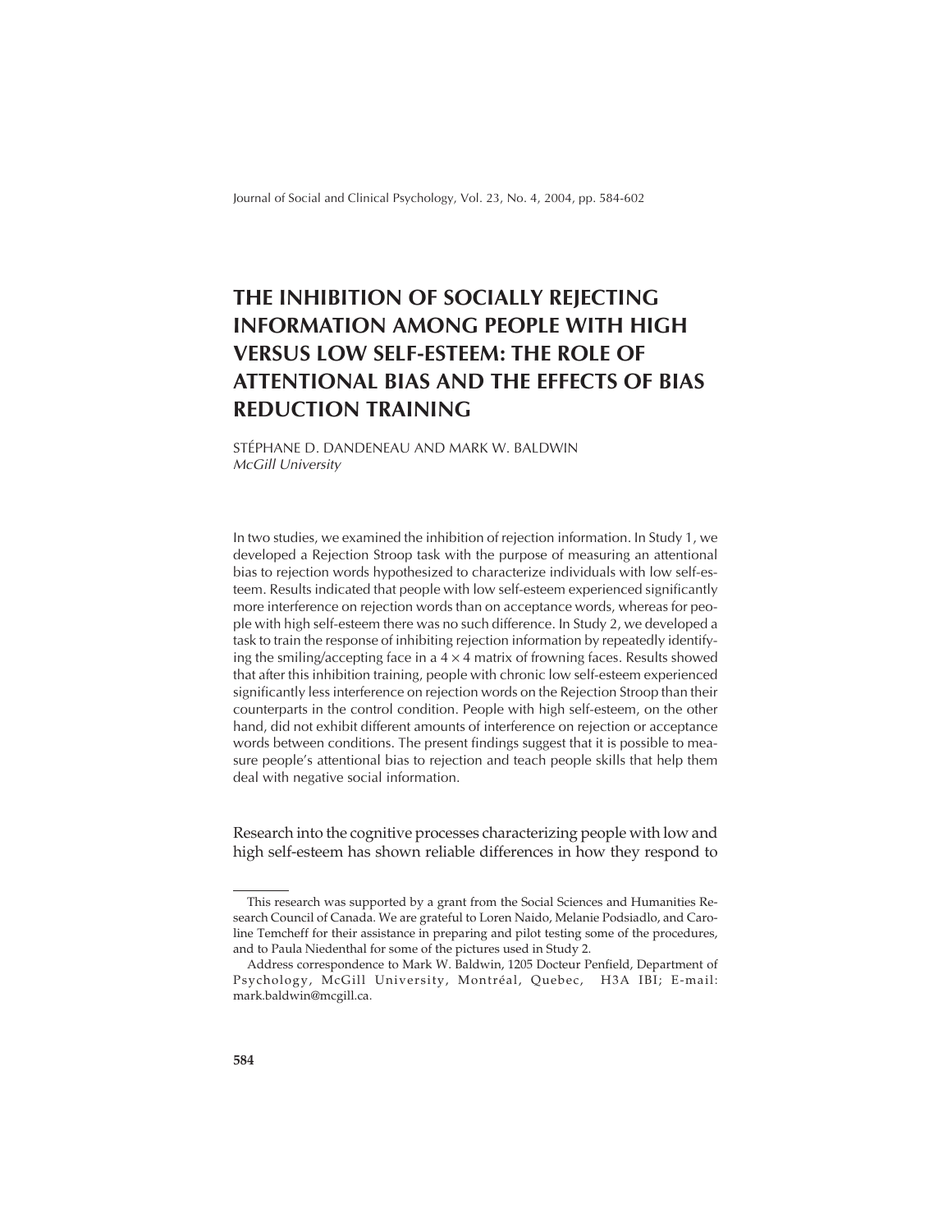# THE INHIBITION OF SOCIALLY REJECTING INFORMATION AMONG PEOPLE WITH HIGH VERSUS LOW SELF-ESTEEM: THE ROLE OF ATTENTIONAL BIAS AND THE EFFECTS OF BIAS REDUCTION TRAINING

STÉPHANE D. DANDENEAU AND MARK W. BALDWIN
*McGill University*

In two studies, we examined the inhibition of rejection information. In Study 1, we developed a Rejection Stroop task with the purpose of measuring an attentional bias to rejection words hypothesized to characterize individuals with low self-esteem. Results indicated that people with low self-esteem experienced significantly more interference on rejection words than on acceptance words, whereas for people with high self-esteem there was no such difference. In Study 2, we developed a task to train the response of inhibiting rejection information by repeatedly identifying the smiling/accepting face in a $4 \times 4$ matrix of frowning faces. Results showed that after this inhibition training, people with chronic low self-esteem experienced significantly less interference on rejection words on the Rejection Stroop than their counterparts in the control condition. People with high self-esteem, on the other hand, did not exhibit different amounts of interference on rejection or acceptance words between conditions. The present findings suggest that it is possible to measure people's attentional bias to rejection and teach people skills that help them deal with negative social information.

Research into the cognitive processes characterizing people with low and high self-esteem has shown reliable differences in how they respond to

---

This research was supported by a grant from the Social Sciences and Humanities Research Council of Canada. We are grateful to Loren Naido, Melanie Podsiadlo, and Caroline Temcheff for their assistance in preparing and pilot testing some of the procedures, and to Paula Niedenthal for some of the pictures used in Study 2.

Address correspondence to Mark W. Baldwin, 1205 Docteur Penfield, Department of Psychology, McGill University, Montréal, Quebec, H3A IBI; E-mail: mark.baldwin@mcgill.ca.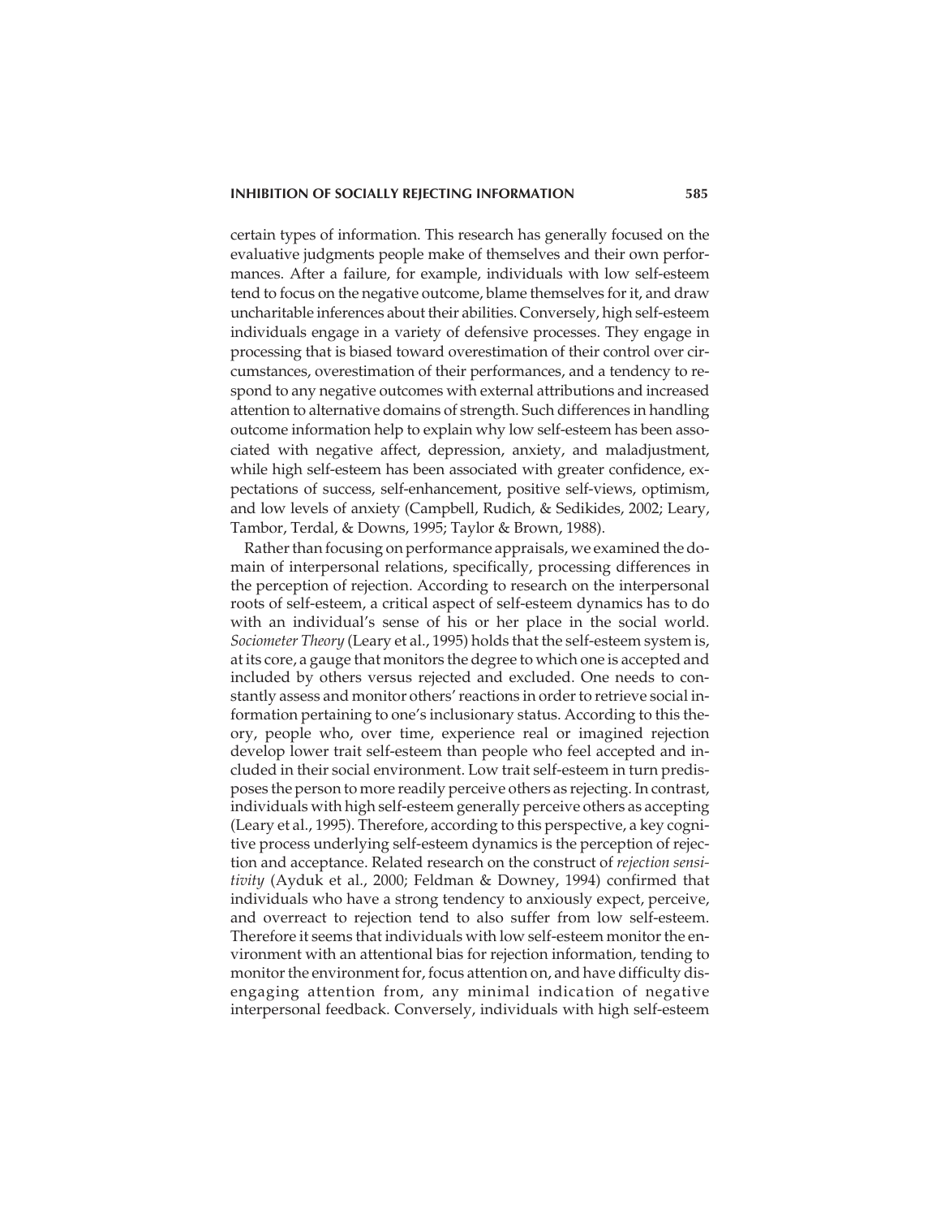certain types of information. This research has generally focused on the evaluative judgments people make of themselves and their own performances. After a failure, for example, individuals with low self-esteem tend to focus on the negative outcome, blame themselves for it, and draw uncharitable inferences about their abilities. Conversely, high self-esteem individuals engage in a variety of defensive processes. They engage in processing that is biased toward overestimation of their control over circumstances, overestimation of their performances, and a tendency to respond to any negative outcomes with external attributions and increased attention to alternative domains of strength. Such differences in handling outcome information help to explain why low self-esteem has been associated with negative affect, depression, anxiety, and maladjustment, while high self-esteem has been associated with greater confidence, expectations of success, self-enhancement, positive self-views, optimism, and low levels of anxiety (Campbell, Rudich, & Sedikides, 2002; Leary, Tambor, Terdal, & Downs, 1995; Taylor & Brown, 1988).

Rather than focusing on performance appraisals, we examined the domain of interpersonal relations, specifically, processing differences in the perception of rejection. According to research on the interpersonal roots of self-esteem, a critical aspect of self-esteem dynamics has to do with an individual's sense of his or her place in the social world. *Sociometer Theory* (Leary et al., 1995) holds that the self-esteem system is, at its core, a gauge that monitors the degree to which one is accepted and included by others versus rejected and excluded. One needs to constantly assess and monitor others' reactions in order to retrieve social information pertaining to one's inclusionary status. According to this theory, people who, over time, experience real or imagined rejection develop lower trait self-esteem than people who feel accepted and included in their social environment. Low trait self-esteem in turn predisposes the person to more readily perceive others as rejecting. In contrast, individuals with high self-esteem generally perceive others as accepting (Leary et al., 1995). Therefore, according to this perspective, a key cognitive process underlying self-esteem dynamics is the perception of rejection and acceptance. Related research on the construct of *rejection sensitivity* (Ayduk et al., 2000; Feldman & Downey, 1994) confirmed that individuals who have a strong tendency to anxiously expect, perceive, and overreact to rejection tend to also suffer from low self-esteem. Therefore it seems that individuals with low self-esteem monitor the environment with an attentional bias for rejection information, tending to monitor the environment for, focus attention on, and have difficulty disengaging attention from, any minimal indication of negative interpersonal feedback. Conversely, individuals with high self-esteem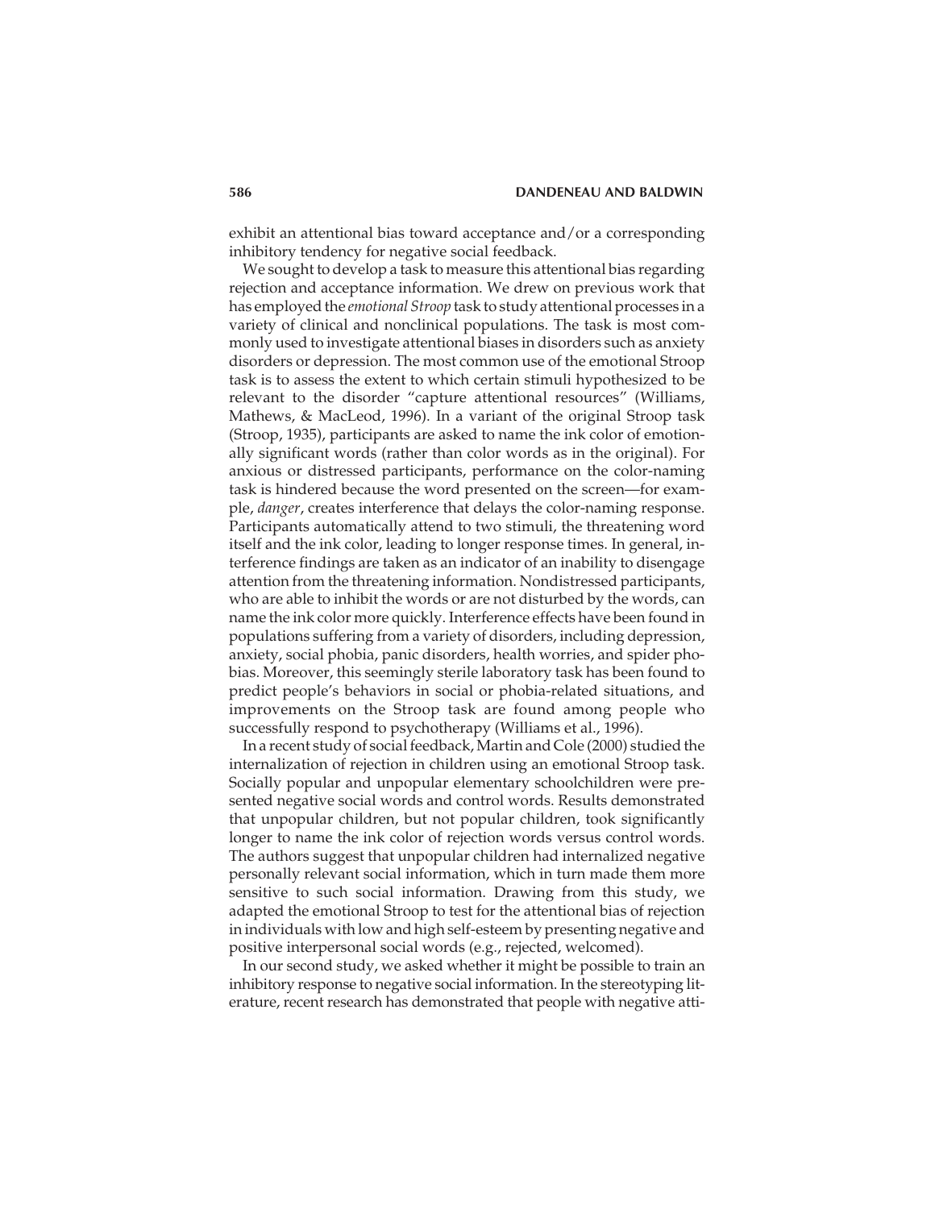exhibit an attentional bias toward acceptance and/or a corresponding inhibitory tendency for negative social feedback.

We sought to develop a task to measure this attentional bias regarding rejection and acceptance information. We drew on previous work that has employed the *emotional Stroop* task to study attentional processes in a variety of clinical and nonclinical populations. The task is most commonly used to investigate attentional biases in disorders such as anxiety disorders or depression. The most common use of the emotional Stroop task is to assess the extent to which certain stimuli hypothesized to be relevant to the disorder "capture attentional resources" (Williams, Mathews, & MacLeod, 1996). In a variant of the original Stroop task (Stroop, 1935), participants are asked to name the ink color of emotionally significant words (rather than color words as in the original). For anxious or distressed participants, performance on the color-naming task is hindered because the word presented on the screen—for example, *danger*, creates interference that delays the color-naming response. Participants automatically attend to two stimuli, the threatening word itself and the ink color, leading to longer response times. In general, interference findings are taken as an indicator of an inability to disengage attention from the threatening information. Nondistressed participants, who are able to inhibit the words or are not disturbed by the words, can name the ink color more quickly. Interference effects have been found in populations suffering from a variety of disorders, including depression, anxiety, social phobia, panic disorders, health worries, and spider phobias. Moreover, this seemingly sterile laboratory task has been found to predict people's behaviors in social or phobia-related situations, and improvements on the Stroop task are found among people who successfully respond to psychotherapy (Williams et al., 1996).

In a recent study of social feedback, Martin and Cole (2000) studied the internalization of rejection in children using an emotional Stroop task. Socially popular and unpopular elementary schoolchildren were presented negative social words and control words. Results demonstrated that unpopular children, but not popular children, took significantly longer to name the ink color of rejection words versus control words. The authors suggest that unpopular children had internalized negative personally relevant social information, which in turn made them more sensitive to such social information. Drawing from this study, we adapted the emotional Stroop to test for the attentional bias of rejection in individuals with low and high self-esteem by presenting negative and positive interpersonal social words (e.g., rejected, welcomed).

In our second study, we asked whether it might be possible to train an inhibitory response to negative social information. In the stereotyping literature, recent research has demonstrated that people with negative atti-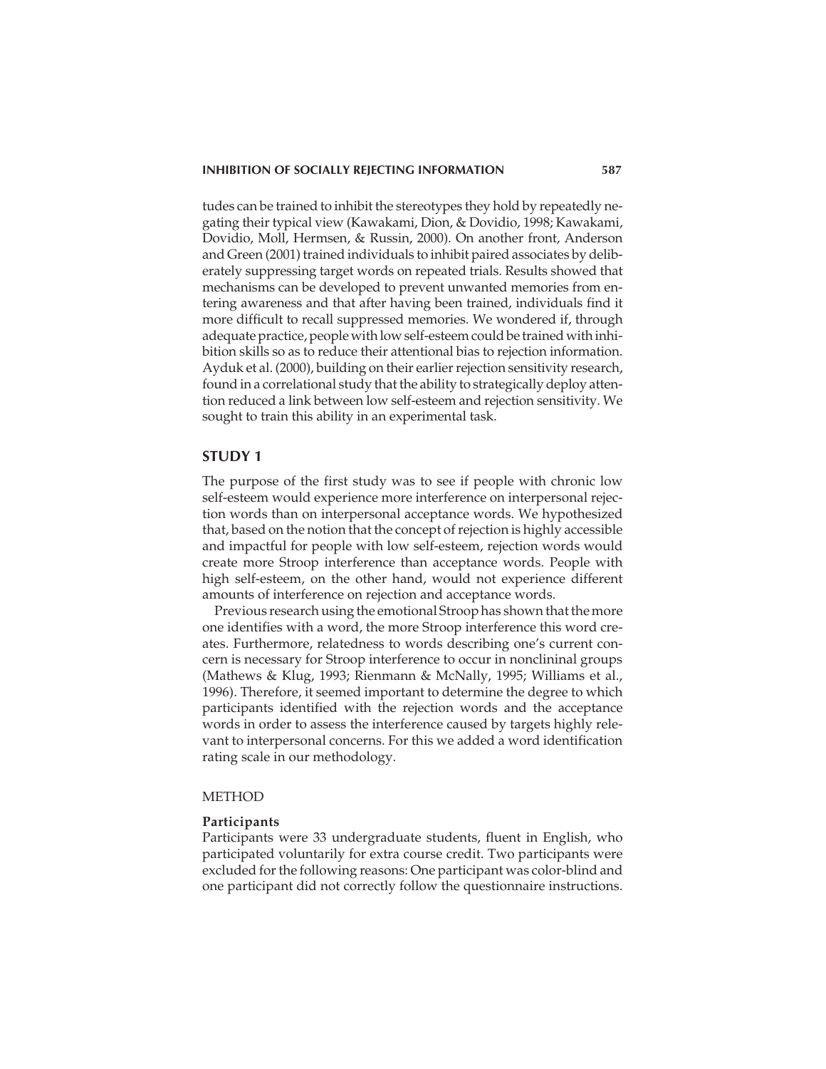tudes can be trained to inhibit the stereotypes they hold by repeatedly negating their typical view (Kawakami, Dion, & Dovidio, 1998; Kawakami, Dovidio, Moll, Hermsen, & Russin, 2000). On another front, Anderson and Green (2001) trained individuals to inhibit paired associates by deliberately suppressing target words on repeated trials. Results showed that mechanisms can be developed to prevent unwanted memories from entering awareness and that after having been trained, individuals find it more difficult to recall suppressed memories. We wondered if, through adequate practice, people with low self-esteem could be trained with inhibition skills so as to reduce their attentional bias to rejection information. Ayduk et al. (2000), building on their earlier rejection sensitivity research, found in a correlational study that the ability to strategically deploy attention reduced a link between low self-esteem and rejection sensitivity. We sought to train this ability in an experimental task.

## STUDY 1

The purpose of the first study was to see if people with chronic low self-esteem would experience more interference on interpersonal rejection words than on interpersonal acceptance words. We hypothesized that, based on the notion that the concept of rejection is highly accessible and impactful for people with low self-esteem, rejection words would create more Stroop interference than acceptance words. People with high self-esteem, on the other hand, would not experience different amounts of interference on rejection and acceptance words.

Previous research using the emotional Stroop has shown that the more one identifies with a word, the more Stroop interference this word creates. Furthermore, relatedness to words describing one's current concern is necessary for Stroop interference to occur in nonclininal groups (Mathews & Klug, 1993; Rienmann & McNally, 1995; Williams et al., 1996). Therefore, it seemed important to determine the degree to which participants identified with the rejection words and the acceptance words in order to assess the interference caused by targets highly relevant to interpersonal concerns. For this we added a word identification rating scale in our methodology.

### METHOD

#### Participants

Participants were 33 undergraduate students, fluent in English, who participated voluntarily for extra course credit. Two participants were excluded for the following reasons: One participant was color-blind and one participant did not correctly follow the questionnaire instructions.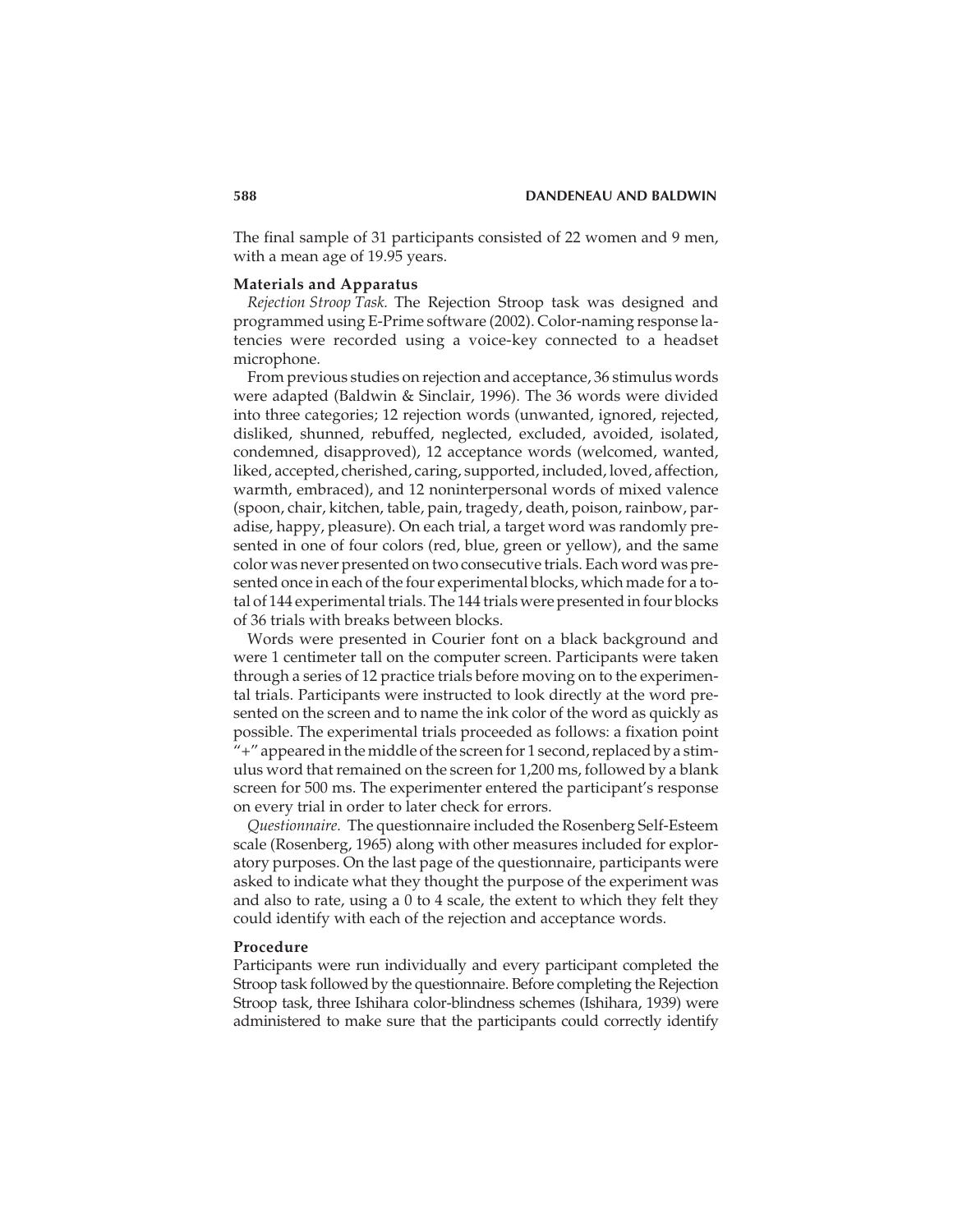The final sample of 31 participants consisted of 22 women and 9 men, with a mean age of 19.95 years.

### Materials and Apparatus

*Rejection Stroop Task.* The Rejection Stroop task was designed and programmed using E-Prime software (2002). Color-naming response latencies were recorded using a voice-key connected to a headset microphone.

From previous studies on rejection and acceptance, 36 stimulus words were adapted (Baldwin & Sinclair, 1996). The 36 words were divided into three categories; 12 rejection words (unwanted, ignored, rejected, disliked, shunned, rebuffed, neglected, excluded, avoided, isolated, condemned, disapproved), 12 acceptance words (welcomed, wanted, liked, accepted, cherished, caring, supported, included, loved, affection, warmth, embraced), and 12 noninterpersonal words of mixed valence (spoon, chair, kitchen, table, pain, tragedy, death, poison, rainbow, paradise, happy, pleasure). On each trial, a target word was randomly presented in one of four colors (red, blue, green or yellow), and the same color was never presented on two consecutive trials. Each word was presented once in each of the four experimental blocks, which made for a total of 144 experimental trials. The 144 trials were presented in four blocks of 36 trials with breaks between blocks.

Words were presented in Courier font on a black background and were 1 centimeter tall on the computer screen. Participants were taken through a series of 12 practice trials before moving on to the experimental trials. Participants were instructed to look directly at the word presented on the screen and to name the ink color of the word as quickly as possible. The experimental trials proceeded as follows: a fixation point "+" appeared in the middle of the screen for 1 second, replaced by a stimulus word that remained on the screen for 1,200 ms, followed by a blank screen for 500 ms. The experimenter entered the participant's response on every trial in order to later check for errors.

*Questionnaire.* The questionnaire included the Rosenberg Self-Esteem scale (Rosenberg, 1965) along with other measures included for exploratory purposes. On the last page of the questionnaire, participants were asked to indicate what they thought the purpose of the experiment was and also to rate, using a 0 to 4 scale, the extent to which they felt they could identify with each of the rejection and acceptance words.

### Procedure

Participants were run individually and every participant completed the Stroop task followed by the questionnaire. Before completing the Rejection Stroop task, three Ishihara color-blindness schemes (Ishihara, 1939) were administered to make sure that the participants could correctly identify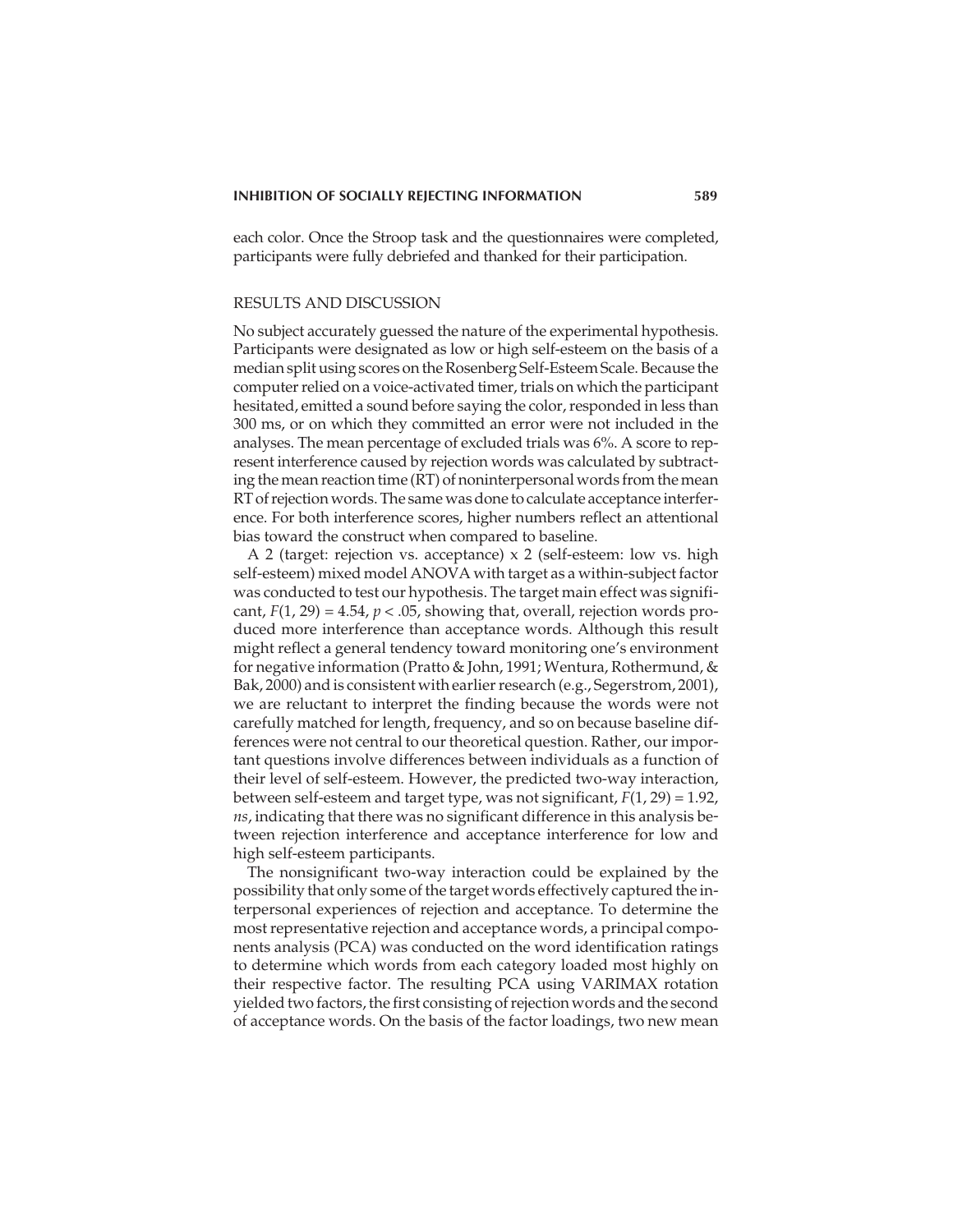each color. Once the Stroop task and the questionnaires were completed, participants were fully debriefed and thanked for their participation.

## RESULTS AND DISCUSSION

No subject accurately guessed the nature of the experimental hypothesis. Participants were designated as low or high self-esteem on the basis of a median split using scores on the Rosenberg Self-Esteem Scale. Because the computer relied on a voice-activated timer, trials on which the participant hesitated, emitted a sound before saying the color, responded in less than 300 ms, or on which they committed an error were not included in the analyses. The mean percentage of excluded trials was 6%. A score to represent interference caused by rejection words was calculated by subtracting the mean reaction time (RT) of noninterpersonal words from the mean RT of rejection words. The same was done to calculate acceptance interference. For both interference scores, higher numbers reflect an attentional bias toward the construct when compared to baseline.

A 2 (target: rejection vs. acceptance) x 2 (self-esteem: low vs. high self-esteem) mixed model ANOVA with target as a within-subject factor was conducted to test our hypothesis. The target main effect was significant, $F(1, 29) = 4.54$, $p < .05$, showing that, overall, rejection words produced more interference than acceptance words. Although this result might reflect a general tendency toward monitoring one's environment for negative information (Pratto & John, 1991; Wentura, Rothermund, & Bak, 2000) and is consistent with earlier research (e.g., Segerstrom, 2001), we are reluctant to interpret the finding because the words were not carefully matched for length, frequency, and so on because baseline differences were not central to our theoretical question. Rather, our important questions involve differences between individuals as a function of their level of self-esteem. However, the predicted two-way interaction, between self-esteem and target type, was not significant, $F(1, 29) = 1.92$, *ns*, indicating that there was no significant difference in this analysis between rejection interference and acceptance interference for low and high self-esteem participants.

The nonsignificant two-way interaction could be explained by the possibility that only some of the target words effectively captured the interpersonal experiences of rejection and acceptance. To determine the most representative rejection and acceptance words, a principal components analysis (PCA) was conducted on the word identification ratings to determine which words from each category loaded most highly on their respective factor. The resulting PCA using VARIMAX rotation yielded two factors, the first consisting of rejection words and the second of acceptance words. On the basis of the factor loadings, two new mean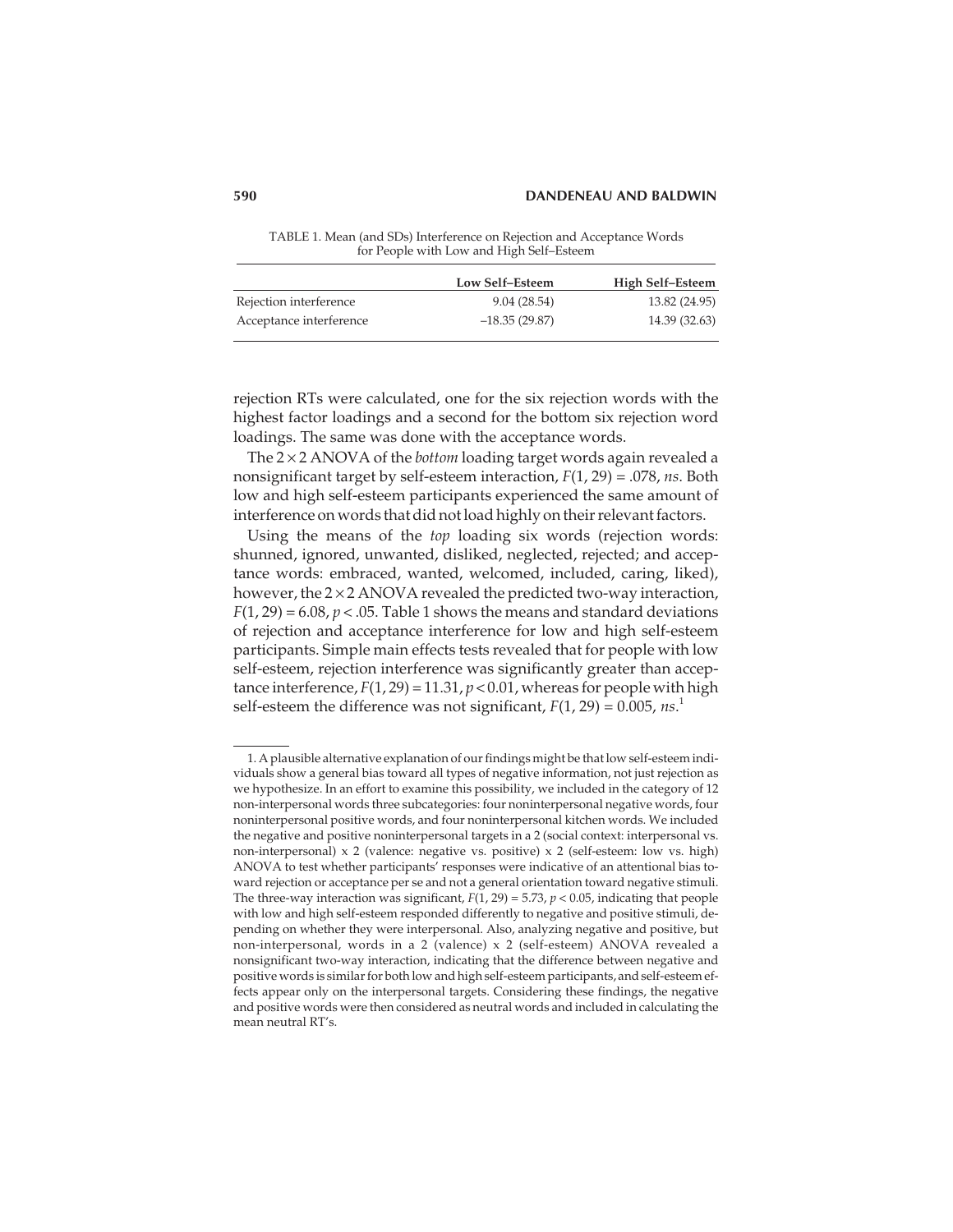TABLE 1. Mean (and SDs) Interference on Rejection and Acceptance Words for People with Low and High Self–Esteem

| | Low Self–Esteem | High Self–Esteem |
|---|---|---|
| Rejection interference | 9.04 (28.54) | 13.82 (24.95) |
| Acceptance interference | –18.35 (29.87) | 14.39 (32.63) |

rejection RTs were calculated, one for the six rejection words with the highest factor loadings and a second for the bottom six rejection word loadings. The same was done with the acceptance words.

The $2 \times 2$ ANOVA of the *bottom* loading target words again revealed a nonsignificant target by self-esteem interaction, $F(1, 29) = .078$, *ns*. Both low and high self-esteem participants experienced the same amount of interference on words that did not load highly on their relevant factors.

Using the means of the *top* loading six words (rejection words: shunned, ignored, unwanted, disliked, neglected, rejected; and acceptance words: embraced, wanted, welcomed, included, caring, liked), however, the $2 \times 2$ ANOVA revealed the predicted two-way interaction, $F(1, 29) = 6.08$, $p < .05$. Table 1 shows the means and standard deviations of rejection and acceptance interference for low and high self-esteem participants. Simple main effects tests revealed that for people with low self-esteem, rejection interference was significantly greater than acceptance interference, $F(1, 29) = 11.31$, $p < 0.01$, whereas for people with high self-esteem the difference was not significant, $F(1, 29) = 0.005$, *ns*.[1]

1. A plausible alternative explanation of our findings might be that low self-esteem individuals show a general bias toward all types of negative information, not just rejection as we hypothesize. In an effort to examine this possibility, we included in the category of 12 non-interpersonal words three subcategories: four noninterpersonal negative words, four noninterpersonal positive words, and four noninterpersonal kitchen words. We included the negative and positive noninterpersonal targets in a 2 (social context: interpersonal vs. non-interpersonal) x 2 (valence: negative vs. positive) x 2 (self-esteem: low vs. high) ANOVA to test whether participants' responses were indicative of an attentional bias toward rejection or acceptance per se and not a general orientation toward negative stimuli. The three-way interaction was significant, $F(1, 29) = 5.73$, $p < 0.05$, indicating that people with low and high self-esteem responded differently to negative and positive stimuli, depending on whether they were interpersonal. Also, analyzing negative and positive, but non-interpersonal, words in a 2 (valence) x 2 (self-esteem) ANOVA revealed a nonsignificant two-way interaction, indicating that the difference between negative and positive words is similar for both low and high self-esteem participants, and self-esteem effects appear only on the interpersonal targets. Considering these findings, the negative and positive words were then considered as neutral words and included in calculating the mean neutral RT's.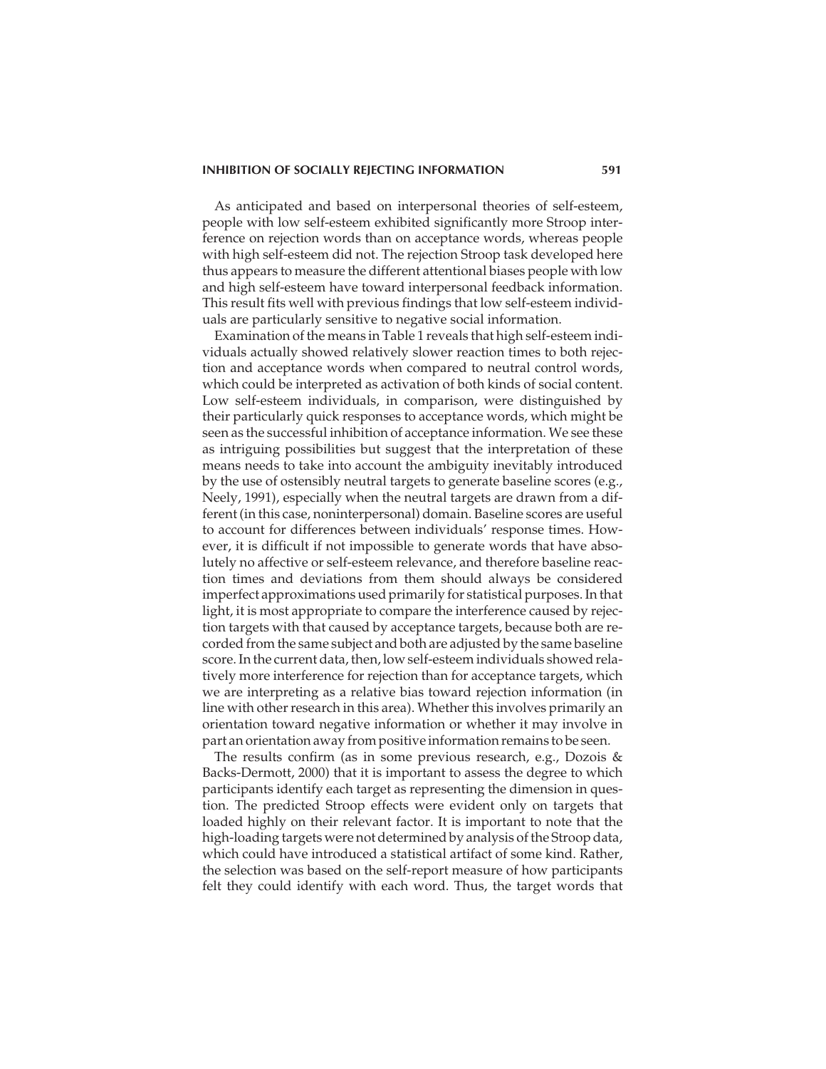As anticipated and based on interpersonal theories of self-esteem, people with low self-esteem exhibited significantly more Stroop interference on rejection words than on acceptance words, whereas people with high self-esteem did not. The rejection Stroop task developed here thus appears to measure the different attentional biases people with low and high self-esteem have toward interpersonal feedback information. This result fits well with previous findings that low self-esteem individuals are particularly sensitive to negative social information.

Examination of the means in Table 1 reveals that high self-esteem individuals actually showed relatively slower reaction times to both rejection and acceptance words when compared to neutral control words, which could be interpreted as activation of both kinds of social content. Low self-esteem individuals, in comparison, were distinguished by their particularly quick responses to acceptance words, which might be seen as the successful inhibition of acceptance information. We see these as intriguing possibilities but suggest that the interpretation of these means needs to take into account the ambiguity inevitably introduced by the use of ostensibly neutral targets to generate baseline scores (e.g., Neely, 1991), especially when the neutral targets are drawn from a different (in this case, noninterpersonal) domain. Baseline scores are useful to account for differences between individuals' response times. However, it is difficult if not impossible to generate words that have absolutely no affective or self-esteem relevance, and therefore baseline reaction times and deviations from them should always be considered imperfect approximations used primarily for statistical purposes. In that light, it is most appropriate to compare the interference caused by rejection targets with that caused by acceptance targets, because both are recorded from the same subject and both are adjusted by the same baseline score. In the current data, then, low self-esteem individuals showed relatively more interference for rejection than for acceptance targets, which we are interpreting as a relative bias toward rejection information (in line with other research in this area). Whether this involves primarily an orientation toward negative information or whether it may involve in part an orientation away from positive information remains to be seen.

The results confirm (as in some previous research, e.g., Dozois & Backs-Dermott, 2000) that it is important to assess the degree to which participants identify each target as representing the dimension in question. The predicted Stroop effects were evident only on targets that loaded highly on their relevant factor. It is important to note that the high-loading targets were not determined by analysis of the Stroop data, which could have introduced a statistical artifact of some kind. Rather, the selection was based on the self-report measure of how participants felt they could identify with each word. Thus, the target words that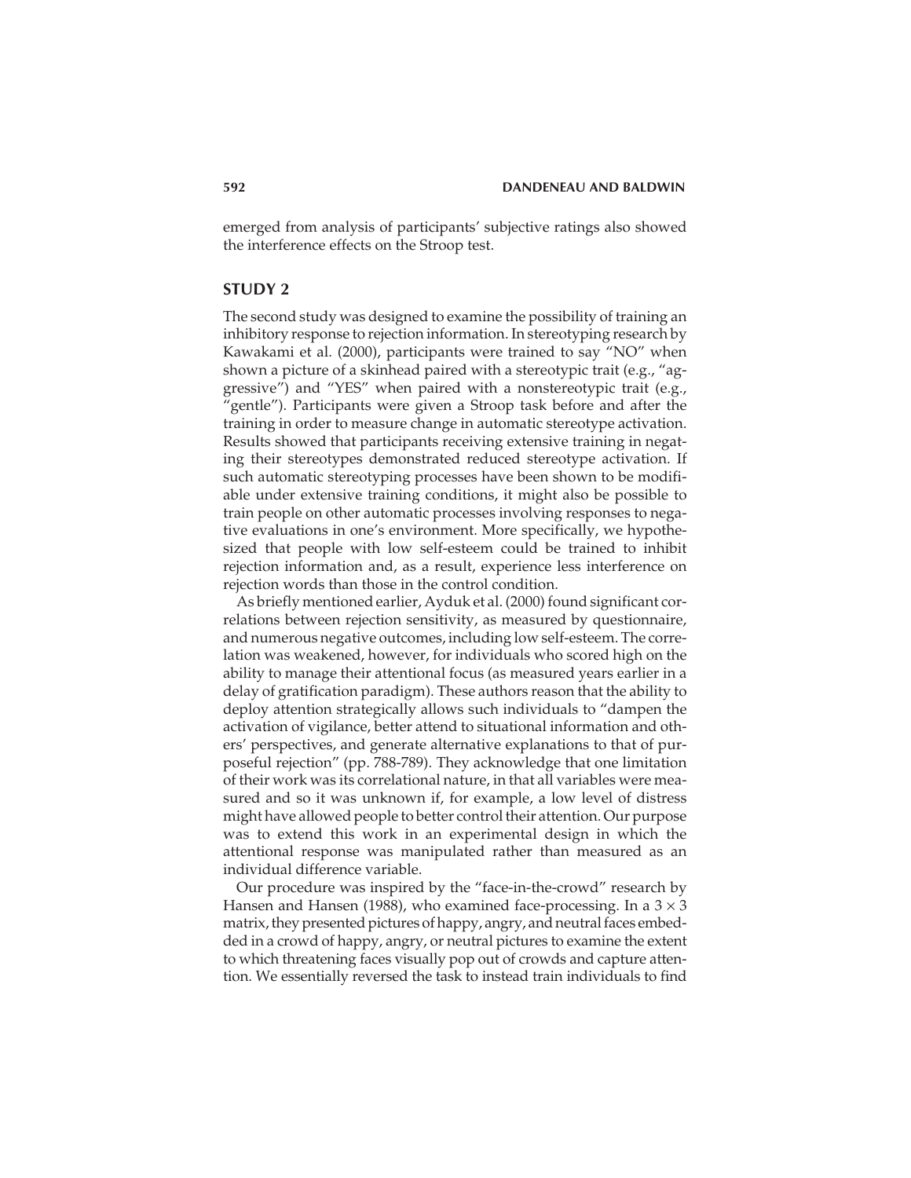emerged from analysis of participants' subjective ratings also showed the interference effects on the Stroop test.

## STUDY 2

The second study was designed to examine the possibility of training an inhibitory response to rejection information. In stereotyping research by Kawakami et al. (2000), participants were trained to say "NO" when shown a picture of a skinhead paired with a stereotypic trait (e.g., "aggressive") and "YES" when paired with a nonstereotypic trait (e.g., "gentle"). Participants were given a Stroop task before and after the training in order to measure change in automatic stereotype activation. Results showed that participants receiving extensive training in negating their stereotypes demonstrated reduced stereotype activation. If such automatic stereotyping processes have been shown to be modifiable under extensive training conditions, it might also be possible to train people on other automatic processes involving responses to negative evaluations in one's environment. More specifically, we hypothesized that people with low self-esteem could be trained to inhibit rejection information and, as a result, experience less interference on rejection words than those in the control condition.

As briefly mentioned earlier, Ayduk et al. (2000) found significant correlations between rejection sensitivity, as measured by questionnaire, and numerous negative outcomes, including low self-esteem. The correlation was weakened, however, for individuals who scored high on the ability to manage their attentional focus (as measured years earlier in a delay of gratification paradigm). These authors reason that the ability to deploy attention strategically allows such individuals to "dampen the activation of vigilance, better attend to situational information and others' perspectives, and generate alternative explanations to that of purposeful rejection" (pp. 788-789). They acknowledge that one limitation of their work was its correlational nature, in that all variables were measured and so it was unknown if, for example, a low level of distress might have allowed people to better control their attention. Our purpose was to extend this work in an experimental design in which the attentional response was manipulated rather than measured as an individual difference variable.

Our procedure was inspired by the "face-in-the-crowd" research by Hansen and Hansen (1988), who examined face-processing. In a $3 \times 3$ matrix, they presented pictures of happy, angry, and neutral faces embedded in a crowd of happy, angry, or neutral pictures to examine the extent to which threatening faces visually pop out of crowds and capture attention. We essentially reversed the task to instead train individuals to find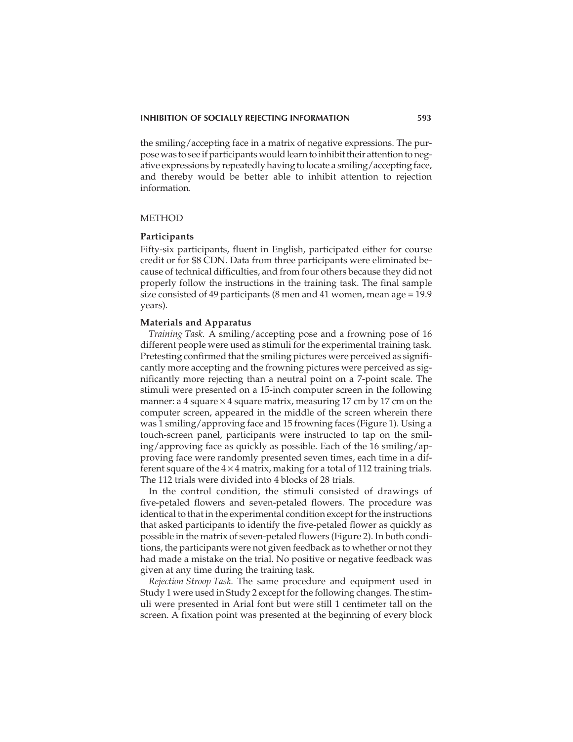the smiling/accepting face in a matrix of negative expressions. The purpose was to see if participants would learn to inhibit their attention to negative expressions by repeatedly having to locate a smiling/accepting face, and thereby would be better able to inhibit attention to rejection information.

## METHOD

### Participants

Fifty-six participants, fluent in English, participated either for course credit or for $8 CDN. Data from three participants were eliminated because of technical difficulties, and from four others because they did not properly follow the instructions in the training task. The final sample size consisted of 49 participants (8 men and 41 women, mean age = 19.9 years).

### Materials and Apparatus

*Training Task.* A smiling/accepting pose and a frowning pose of 16 different people were used as stimuli for the experimental training task. Pretesting confirmed that the smiling pictures were perceived as significantly more accepting and the frowning pictures were perceived as significantly more rejecting than a neutral point on a 7-point scale. The stimuli were presented on a 15-inch computer screen in the following manner: a 4 square $\times$ 4 square matrix, measuring 17 cm by 17 cm on the computer screen, appeared in the middle of the screen wherein there was 1 smiling/approving face and 15 frowning faces (Figure 1). Using a touch-screen panel, participants were instructed to tap on the smiling/approving face as quickly as possible. Each of the 16 smiling/approving face were randomly presented seven times, each time in a different square of the $4 \times 4$ matrix, making for a total of 112 training trials. The 112 trials were divided into 4 blocks of 28 trials.

In the control condition, the stimuli consisted of drawings of five-petaled flowers and seven-petaled flowers. The procedure was identical to that in the experimental condition except for the instructions that asked participants to identify the five-petaled flower as quickly as possible in the matrix of seven-petaled flowers (Figure 2). In both conditions, the participants were not given feedback as to whether or not they had made a mistake on the trial. No positive or negative feedback was given at any time during the training task.

*Rejection Stroop Task.* The same procedure and equipment used in Study 1 were used in Study 2 except for the following changes. The stimuli were presented in Arial font but were still 1 centimeter tall on the screen. A fixation point was presented at the beginning of every block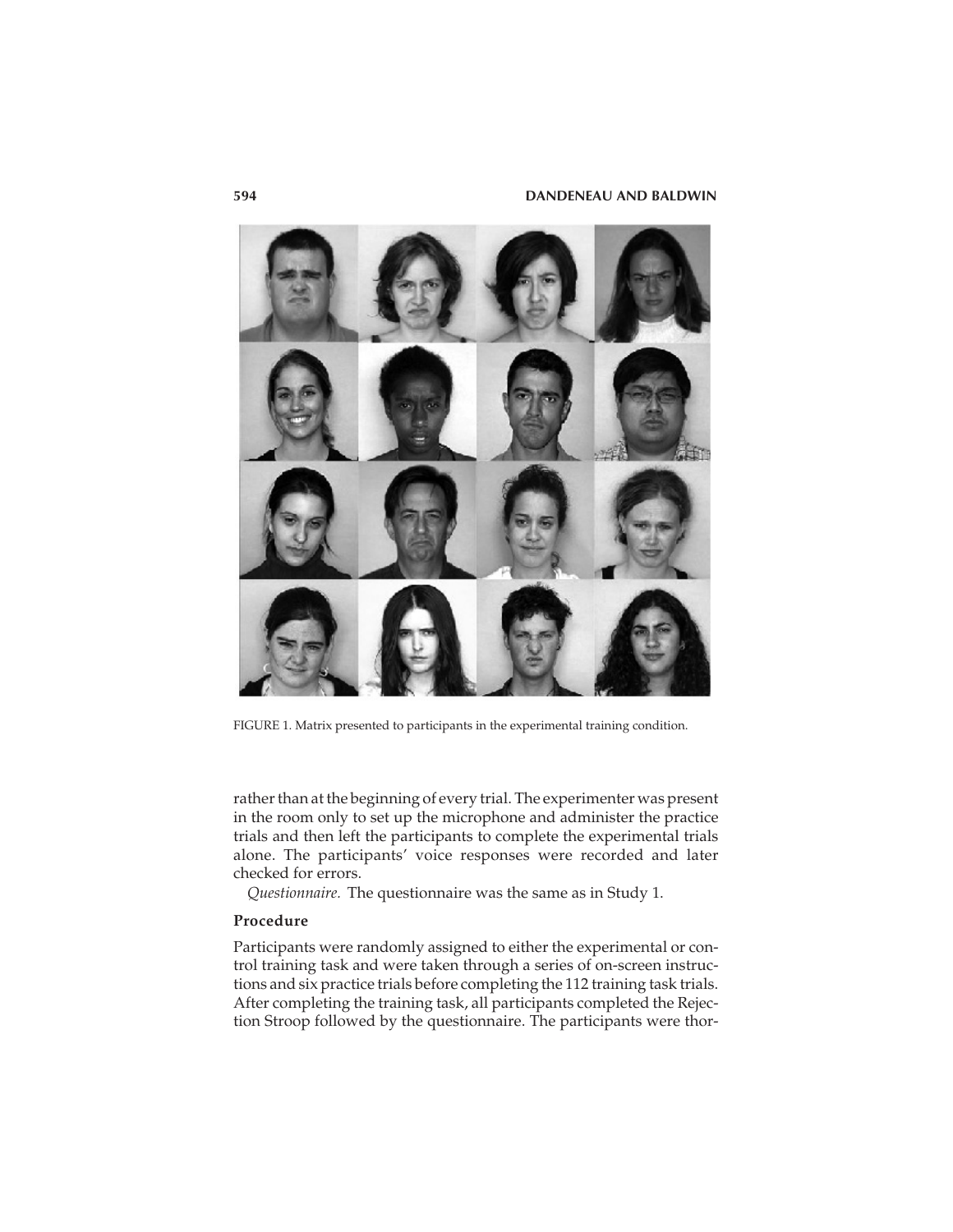FIGURE 1. Matrix presented to participants in the experimental training condition.

rather than at the beginning of every trial. The experimenter was present in the room only to set up the microphone and administer the practice trials and then left the participants to complete the experimental trials alone. The participants' voice responses were recorded and later checked for errors.

*Questionnaire.* The questionnaire was the same as in Study 1.

### Procedure

Participants were randomly assigned to either the experimental or control training task and were taken through a series of on-screen instructions and six practice trials before completing the 112 training task trials. After completing the training task, all participants completed the Rejection Stroop followed by the questionnaire. The participants were thor-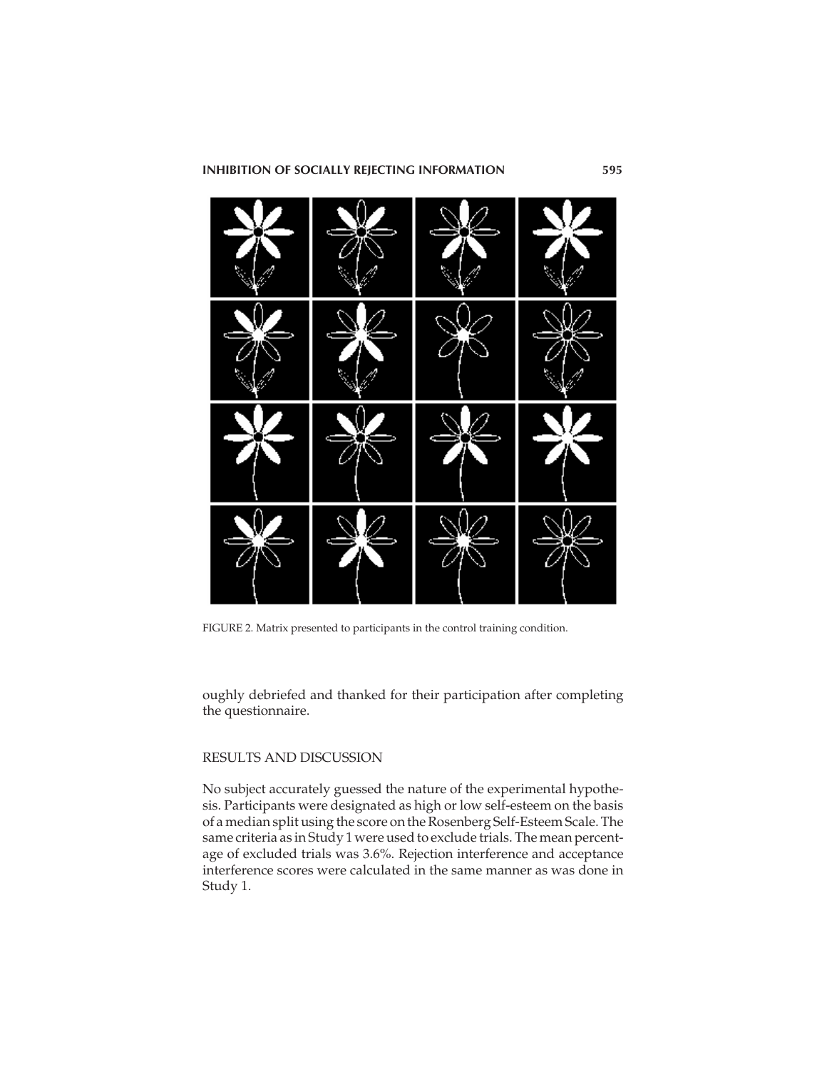FIGURE 2. Matrix presented to participants in the control training condition.

oughly debriefed and thanked for their participation after completing the questionnaire.

## RESULTS AND DISCUSSION

No subject accurately guessed the nature of the experimental hypothesis. Participants were designated as high or low self-esteem on the basis of a median split using the score on the Rosenberg Self-Esteem Scale. The same criteria as in Study 1 were used to exclude trials. The mean percentage of excluded trials was 3.6%. Rejection interference and acceptance interference scores were calculated in the same manner as was done in Study 1.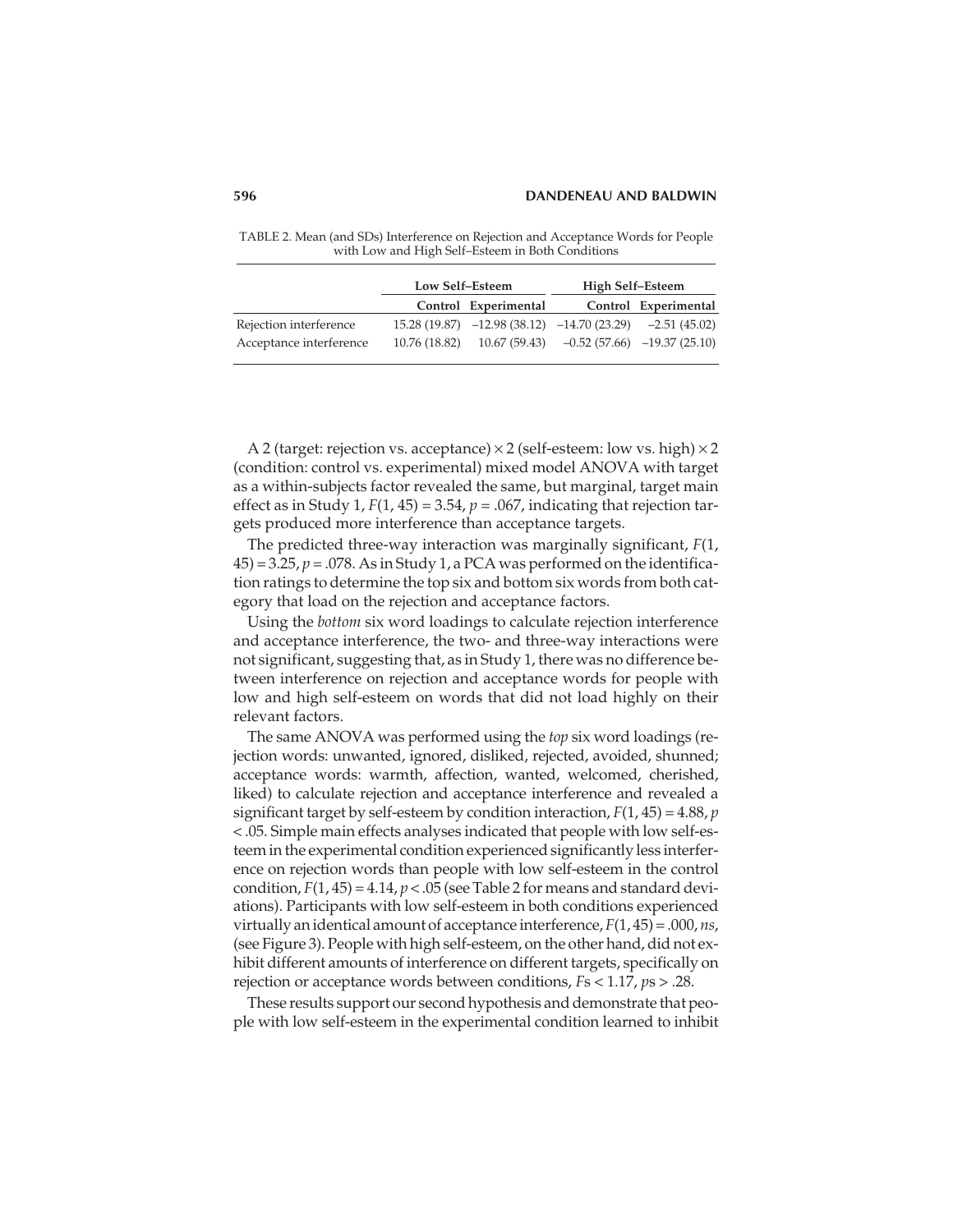TABLE 2. Mean (and SDs) Interference on Rejection and Acceptance Words for People with Low and High Self–Esteem in Both Conditions

| | Low Self–Esteem | | High Self–Esteem | |
|---|---|---|---|---|
| | Control | Experimental | Control | Experimental |
| Rejection interference | 15.28 (19.87) | –12.98 (38.12) | –14.70 (23.29) | –2.51 (45.02) |
| Acceptance interference | 10.76 (18.82) | 10.67 (59.43) | –0.52 (57.66) | –19.37 (25.10) |

A 2 (target: rejection vs. acceptance) × 2 (self-esteem: low vs. high) × 2 (condition: control vs. experimental) mixed model ANOVA with target as a within-subjects factor revealed the same, but marginal, target main effect as in Study 1, $F(1, 45) = 3.54$, $p = .067$, indicating that rejection targets produced more interference than acceptance targets.

The predicted three-way interaction was marginally significant, $F(1, 45) = 3.25$, $p = .078$. As in Study 1, a PCA was performed on the identification ratings to determine the top six and bottom six words from both category that load on the rejection and acceptance factors.

Using the *bottom* six word loadings to calculate rejection interference and acceptance interference, the two- and three-way interactions were not significant, suggesting that, as in Study 1, there was no difference between interference on rejection and acceptance words for people with low and high self-esteem on words that did not load highly on their relevant factors.

The same ANOVA was performed using the *top* six word loadings (rejection words: unwanted, ignored, disliked, rejected, avoided, shunned; acceptance words: warmth, affection, wanted, welcomed, cherished, liked) to calculate rejection and acceptance interference and revealed a significant target by self-esteem by condition interaction, $F(1, 45) = 4.88$, $p < .05$. Simple main effects analyses indicated that people with low self-esteem in the experimental condition experienced significantly less interference on rejection words than people with low self-esteem in the control condition, $F(1, 45) = 4.14$, $p < .05$ (see Table 2 for means and standard deviations). Participants with low self-esteem in both conditions experienced virtually an identical amount of acceptance interference, $F(1, 45) = .000$, *ns*, (see Figure 3). People with high self-esteem, on the other hand, did not exhibit different amounts of interference on different targets, specifically on rejection or acceptance words between conditions, $F\text{s} < 1.17$, $p\text{s} > .28$.

These results support our second hypothesis and demonstrate that people with low self-esteem in the experimental condition learned to inhibit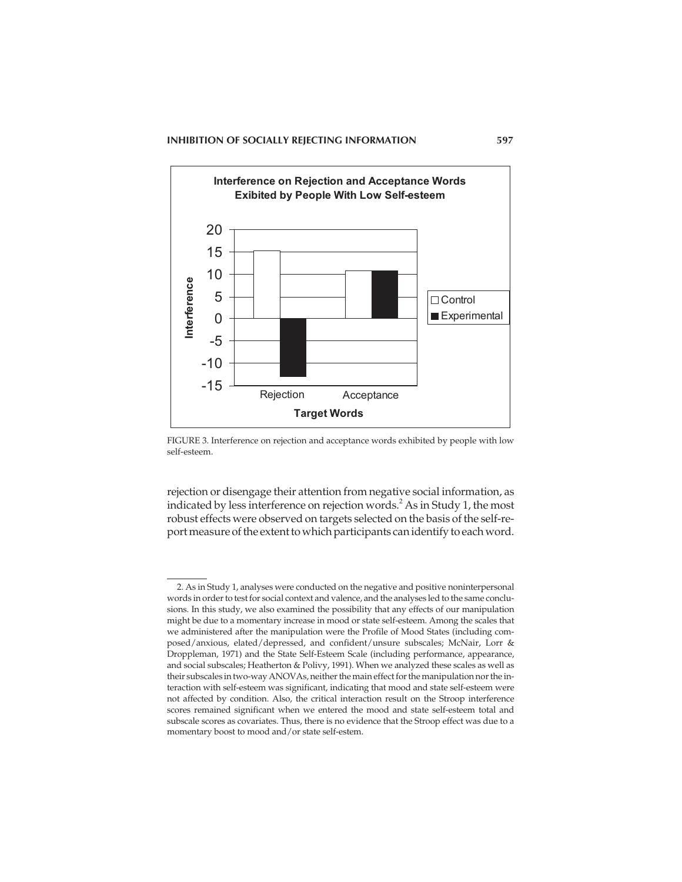FIGURE 3. Interference on rejection and acceptance words exhibited by people with low self-esteem.

rejection or disengage their attention from negative social information, as indicated by less interference on rejection words.[2] As in Study 1, the most robust effects were observed on targets selected on the basis of the self-report measure of the extent to which participants can identify to each word.

---

2. As in Study 1, analyses were conducted on the negative and positive noninterpersonal words in order to test for social context and valence, and the analyses led to the same conclusions. In this study, we also examined the possibility that any effects of our manipulation might be due to a momentary increase in mood or state self-esteem. Among the scales that we administered after the manipulation were the Profile of Mood States (including composed/anxious, elated/depressed, and confident/unsure subscales; McNair, Lorr & Droppleman, 1971) and the State Self-Esteem Scale (including performance, appearance, and social subscales; Heatherton & Polivy, 1991). When we analyzed these scales as well as their subscales in two-way ANOVAs, neither the main effect for the manipulation nor the interaction with self-esteem was significant, indicating that mood and state self-esteem were not affected by condition. Also, the critical interaction result on the Stroop interference scores remained significant when we entered the mood and state self-esteem total and subscale scores as covariates. Thus, there is no evidence that the Stroop effect was due to a momentary boost to mood and/or state self-estem.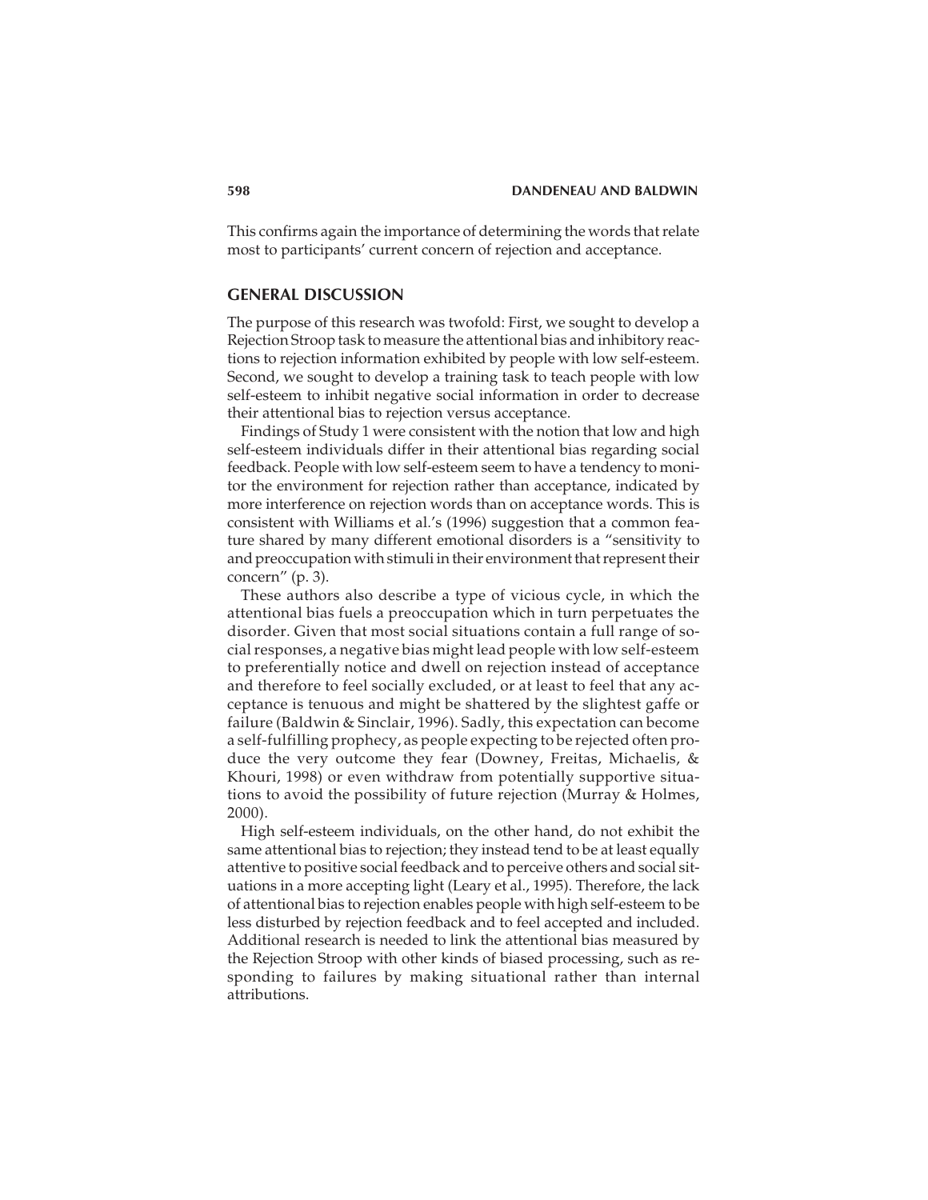This confirms again the importance of determining the words that relate most to participants' current concern of rejection and acceptance.

## GENERAL DISCUSSION

The purpose of this research was twofold: First, we sought to develop a Rejection Stroop task to measure the attentional bias and inhibitory reactions to rejection information exhibited by people with low self-esteem. Second, we sought to develop a training task to teach people with low self-esteem to inhibit negative social information in order to decrease their attentional bias to rejection versus acceptance.

Findings of Study 1 were consistent with the notion that low and high self-esteem individuals differ in their attentional bias regarding social feedback. People with low self-esteem seem to have a tendency to monitor the environment for rejection rather than acceptance, indicated by more interference on rejection words than on acceptance words. This is consistent with Williams et al.'s (1996) suggestion that a common feature shared by many different emotional disorders is a "sensitivity to and preoccupation with stimuli in their environment that represent their concern" (p. 3).

These authors also describe a type of vicious cycle, in which the attentional bias fuels a preoccupation which in turn perpetuates the disorder. Given that most social situations contain a full range of social responses, a negative bias might lead people with low self-esteem to preferentially notice and dwell on rejection instead of acceptance and therefore to feel socially excluded, or at least to feel that any acceptance is tenuous and might be shattered by the slightest gaffe or failure (Baldwin & Sinclair, 1996). Sadly, this expectation can become a self-fulfilling prophecy, as people expecting to be rejected often produce the very outcome they fear (Downey, Freitas, Michaelis, & Khouri, 1998) or even withdraw from potentially supportive situations to avoid the possibility of future rejection (Murray & Holmes, 2000).

High self-esteem individuals, on the other hand, do not exhibit the same attentional bias to rejection; they instead tend to be at least equally attentive to positive social feedback and to perceive others and social situations in a more accepting light (Leary et al., 1995). Therefore, the lack of attentional bias to rejection enables people with high self-esteem to be less disturbed by rejection feedback and to feel accepted and included. Additional research is needed to link the attentional bias measured by the Rejection Stroop with other kinds of biased processing, such as responding to failures by making situational rather than internal attributions.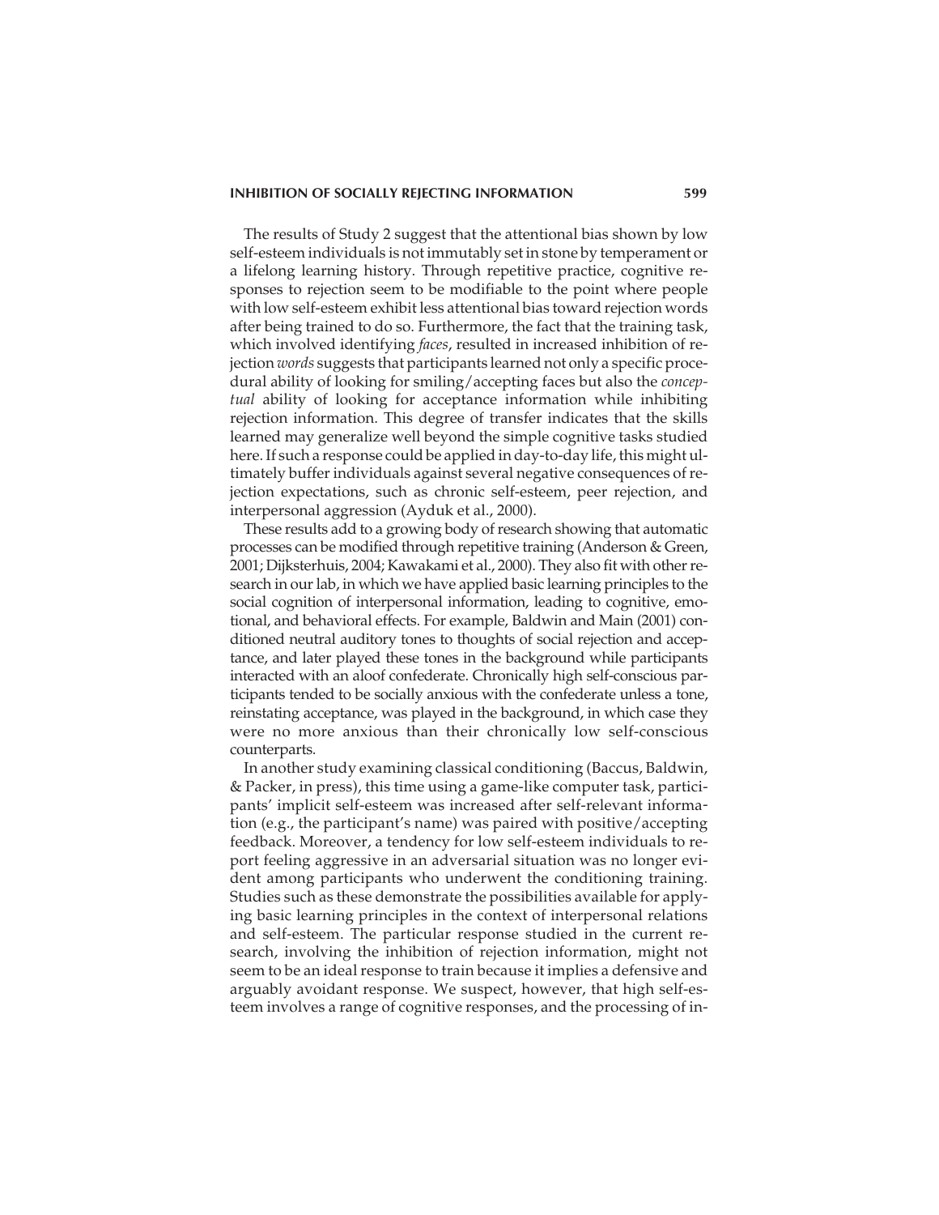The results of Study 2 suggest that the attentional bias shown by low self-esteem individuals is not immutably set in stone by temperament or a lifelong learning history. Through repetitive practice, cognitive responses to rejection seem to be modifiable to the point where people with low self-esteem exhibit less attentional bias toward rejection words after being trained to do so. Furthermore, the fact that the training task, which involved identifying *faces*, resulted in increased inhibition of rejection *words* suggests that participants learned not only a specific procedural ability of looking for smiling/accepting faces but also the *conceptual* ability of looking for acceptance information while inhibiting rejection information. This degree of transfer indicates that the skills learned may generalize well beyond the simple cognitive tasks studied here. If such a response could be applied in day-to-day life, this might ultimately buffer individuals against several negative consequences of rejection expectations, such as chronic self-esteem, peer rejection, and interpersonal aggression (Ayduk et al., 2000).

These results add to a growing body of research showing that automatic processes can be modified through repetitive training (Anderson & Green, 2001; Dijksterhuis, 2004; Kawakami et al., 2000). They also fit with other research in our lab, in which we have applied basic learning principles to the social cognition of interpersonal information, leading to cognitive, emotional, and behavioral effects. For example, Baldwin and Main (2001) conditioned neutral auditory tones to thoughts of social rejection and acceptance, and later played these tones in the background while participants interacted with an aloof confederate. Chronically high self-conscious participants tended to be socially anxious with the confederate unless a tone, reinstating acceptance, was played in the background, in which case they were no more anxious than their chronically low self-conscious counterparts.

In another study examining classical conditioning (Baccus, Baldwin, & Packer, in press), this time using a game-like computer task, participants' implicit self-esteem was increased after self-relevant information (e.g., the participant's name) was paired with positive/accepting feedback. Moreover, a tendency for low self-esteem individuals to report feeling aggressive in an adversarial situation was no longer evident among participants who underwent the conditioning training. Studies such as these demonstrate the possibilities available for applying basic learning principles in the context of interpersonal relations and self-esteem. The particular response studied in the current research, involving the inhibition of rejection information, might not seem to be an ideal response to train because it implies a defensive and arguably avoidant response. We suspect, however, that high self-esteem involves a range of cognitive responses, and the processing of in-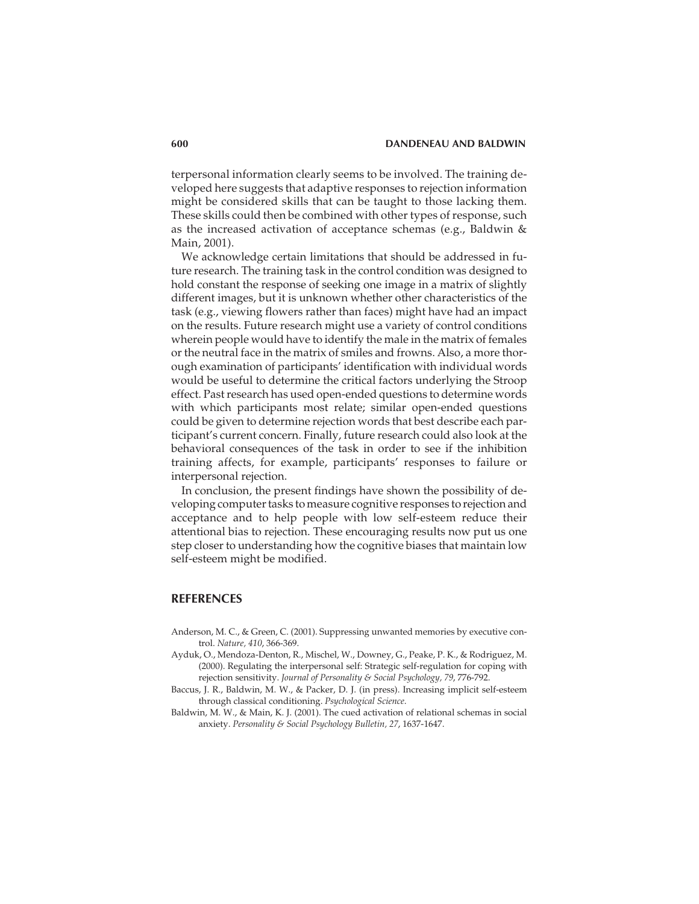terpersonal information clearly seems to be involved. The training developed here suggests that adaptive responses to rejection information might be considered skills that can be taught to those lacking them. These skills could then be combined with other types of response, such as the increased activation of acceptance schemas (e.g., Baldwin & Main, 2001).

We acknowledge certain limitations that should be addressed in future research. The training task in the control condition was designed to hold constant the response of seeking one image in a matrix of slightly different images, but it is unknown whether other characteristics of the task (e.g., viewing flowers rather than faces) might have had an impact on the results. Future research might use a variety of control conditions wherein people would have to identify the male in the matrix of females or the neutral face in the matrix of smiles and frowns. Also, a more thorough examination of participants' identification with individual words would be useful to determine the critical factors underlying the Stroop effect. Past research has used open-ended questions to determine words with which participants most relate; similar open-ended questions could be given to determine rejection words that best describe each participant's current concern. Finally, future research could also look at the behavioral consequences of the task in order to see if the inhibition training affects, for example, participants' responses to failure or interpersonal rejection.

In conclusion, the present findings have shown the possibility of developing computer tasks to measure cognitive responses to rejection and acceptance and to help people with low self-esteem reduce their attentional bias to rejection. These encouraging results now put us one step closer to understanding how the cognitive biases that maintain low self-esteem might be modified.

## REFERENCES

Anderson, M. C., & Green, C. (2001). Suppressing unwanted memories by executive control. *Nature, 410*, 366-369.

Ayduk, O., Mendoza-Denton, R., Mischel, W., Downey, G., Peake, P. K., & Rodriguez, M. (2000). Regulating the interpersonal self: Strategic self-regulation for coping with rejection sensitivity. *Journal of Personality & Social Psychology, 79*, 776-792.

Baccus, J. R., Baldwin, M. W., & Packer, D. J. (in press). Increasing implicit self-esteem through classical conditioning. *Psychological Science.*

Baldwin, M. W., & Main, K. J. (2001). The cued activation of relational schemas in social anxiety. *Personality & Social Psychology Bulletin, 27*, 1637-1647.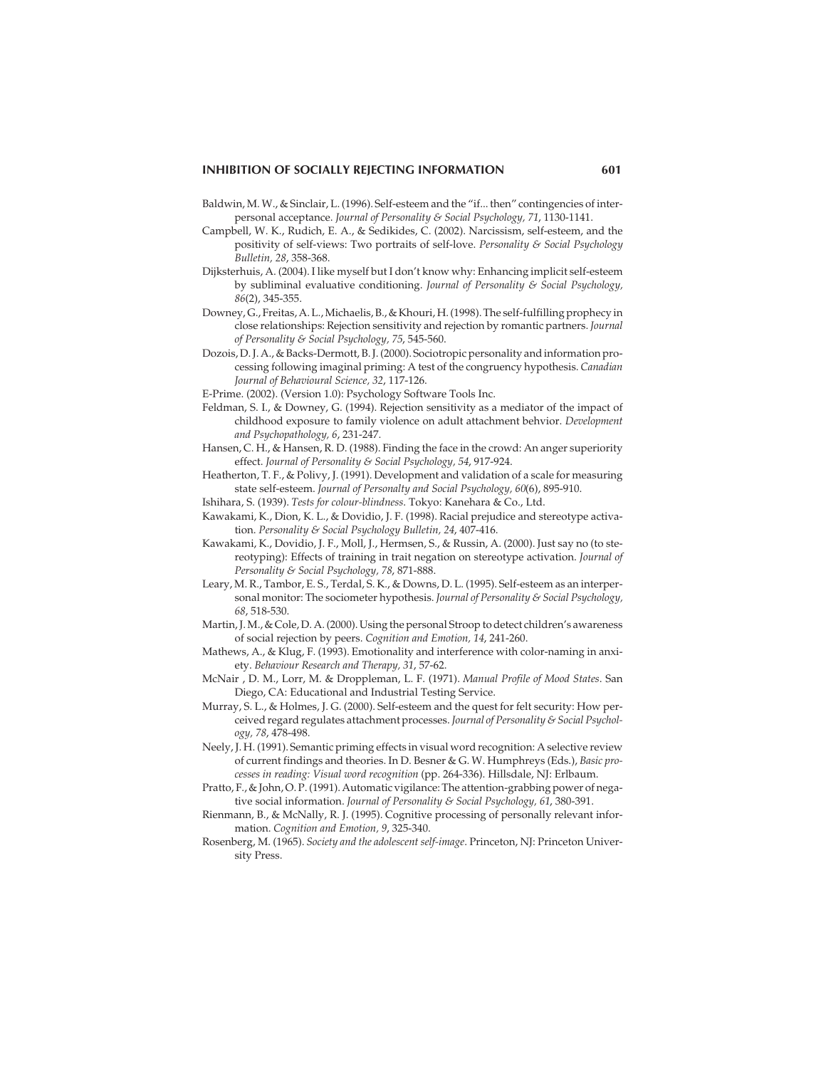Baldwin, M. W., & Sinclair, L. (1996). Self-esteem and the "if... then" contingencies of interpersonal acceptance. *Journal of Personality & Social Psychology, 71*, 1130-1141.

Campbell, W. K., Rudich, E. A., & Sedikides, C. (2002). Narcissism, self-esteem, and the positivity of self-views: Two portraits of self-love. *Personality & Social Psychology Bulletin, 28*, 358-368.

Dijksterhuis, A. (2004). I like myself but I don't know why: Enhancing implicit self-esteem by subliminal evaluative conditioning. *Journal of Personality & Social Psychology, 86*(2), 345-355.

Downey, G., Freitas, A. L., Michaelis, B., & Khouri, H. (1998). The self-fulfilling prophecy in close relationships: Rejection sensitivity and rejection by romantic partners. *Journal of Personality & Social Psychology, 75*, 545-560.

Dozois, D. J. A., & Backs-Dermott, B. J. (2000). Sociotropic personality and information processing following imaginal priming: A test of the congruency hypothesis. *Canadian Journal of Behavioural Science, 32*, 117-126.

E-Prime. (2002). (Version 1.0): Psychology Software Tools Inc.

Feldman, S. I., & Downey, G. (1994). Rejection sensitivity as a mediator of the impact of childhood exposure to family violence on adult attachment behvior. *Development and Psychopathology, 6*, 231-247.

Hansen, C. H., & Hansen, R. D. (1988). Finding the face in the crowd: An anger superiority effect. *Journal of Personality & Social Psychology, 54*, 917-924.

Heatherton, T. F., & Polivy, J. (1991). Development and validation of a scale for measuring state self-esteem. *Journal of Personalty and Social Psychology, 60*(6), 895-910.

Ishihara, S. (1939). *Tests for colour-blindness*. Tokyo: Kanehara & Co., Ltd.

Kawakami, K., Dion, K. L., & Dovidio, J. F. (1998). Racial prejudice and stereotype activation. *Personality & Social Psychology Bulletin, 24*, 407-416.

Kawakami, K., Dovidio, J. F., Moll, J., Hermsen, S., & Russin, A. (2000). Just say no (to stereotyping): Effects of training in trait negation on stereotype activation. *Journal of Personality & Social Psychology, 78*, 871-888.

Leary, M. R., Tambor, E. S., Terdal, S. K., & Downs, D. L. (1995). Self-esteem as an interpersonal monitor: The sociometer hypothesis. *Journal of Personality & Social Psychology, 68*, 518-530.

Martin, J. M., & Cole, D. A. (2000). Using the personal Stroop to detect children's awareness of social rejection by peers. *Cognition and Emotion, 14*, 241-260.

Mathews, A., & Klug, F. (1993). Emotionality and interference with color-naming in anxiety. *Behaviour Research and Therapy, 31*, 57-62.

McNair , D. M., Lorr, M. & Droppleman, L. F. (1971). *Manual Profile of Mood States*. San Diego, CA: Educational and Industrial Testing Service.

Murray, S. L., & Holmes, J. G. (2000). Self-esteem and the quest for felt security: How perceived regard regulates attachment processes. *Journal of Personality & Social Psychology, 78*, 478-498.

Neely, J. H. (1991). Semantic priming effects in visual word recognition: A selective review of current findings and theories. In D. Besner & G. W. Humphreys (Eds.), *Basic processes in reading: Visual word recognition* (pp. 264-336). Hillsdale, NJ: Erlbaum.

Pratto, F., & John, O. P. (1991). Automatic vigilance: The attention-grabbing power of negative social information. *Journal of Personality & Social Psychology, 61*, 380-391.

Rienmann, B., & McNally, R. J. (1995). Cognitive processing of personally relevant information. *Cognition and Emotion, 9*, 325-340.

Rosenberg, M. (1965). *Society and the adolescent self-image*. Princeton, NJ: Princeton University Press.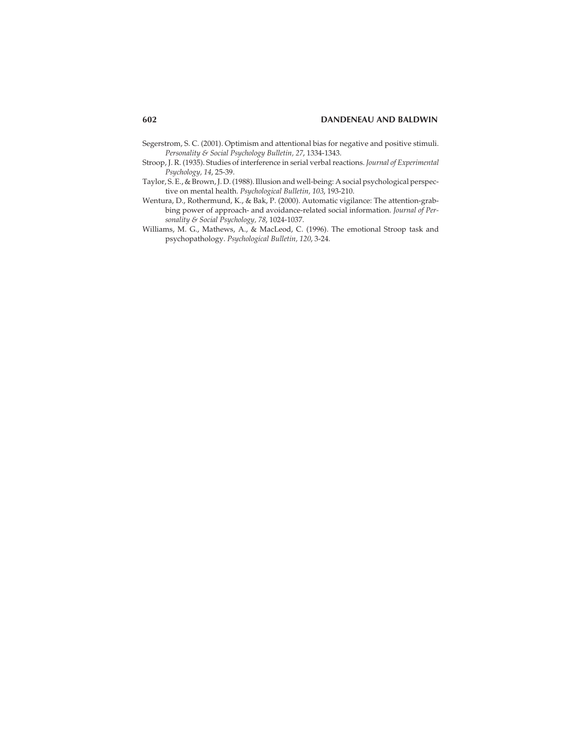Segerstrom, S. C. (2001). Optimism and attentional bias for negative and positive stimuli. *Personality & Social Psychology Bulletin, 27*, 1334-1343.

Stroop, J. R. (1935). Studies of interference in serial verbal reactions. *Journal of Experimental Psychology, 14*, 25-39.

Taylor, S. E., & Brown, J. D. (1988). Illusion and well-being: A social psychological perspective on mental health. *Psychological Bulletin, 103*, 193-210.

Wentura, D., Rothermund, K., & Bak, P. (2000). Automatic vigilance: The attention-grabbing power of approach- and avoidance-related social information. *Journal of Personality & Social Psychology, 78*, 1024-1037.

Williams, M. G., Mathews, A., & MacLeod, C. (1996). The emotional Stroop task and psychopathology. *Psychological Bulletin, 120*, 3-24.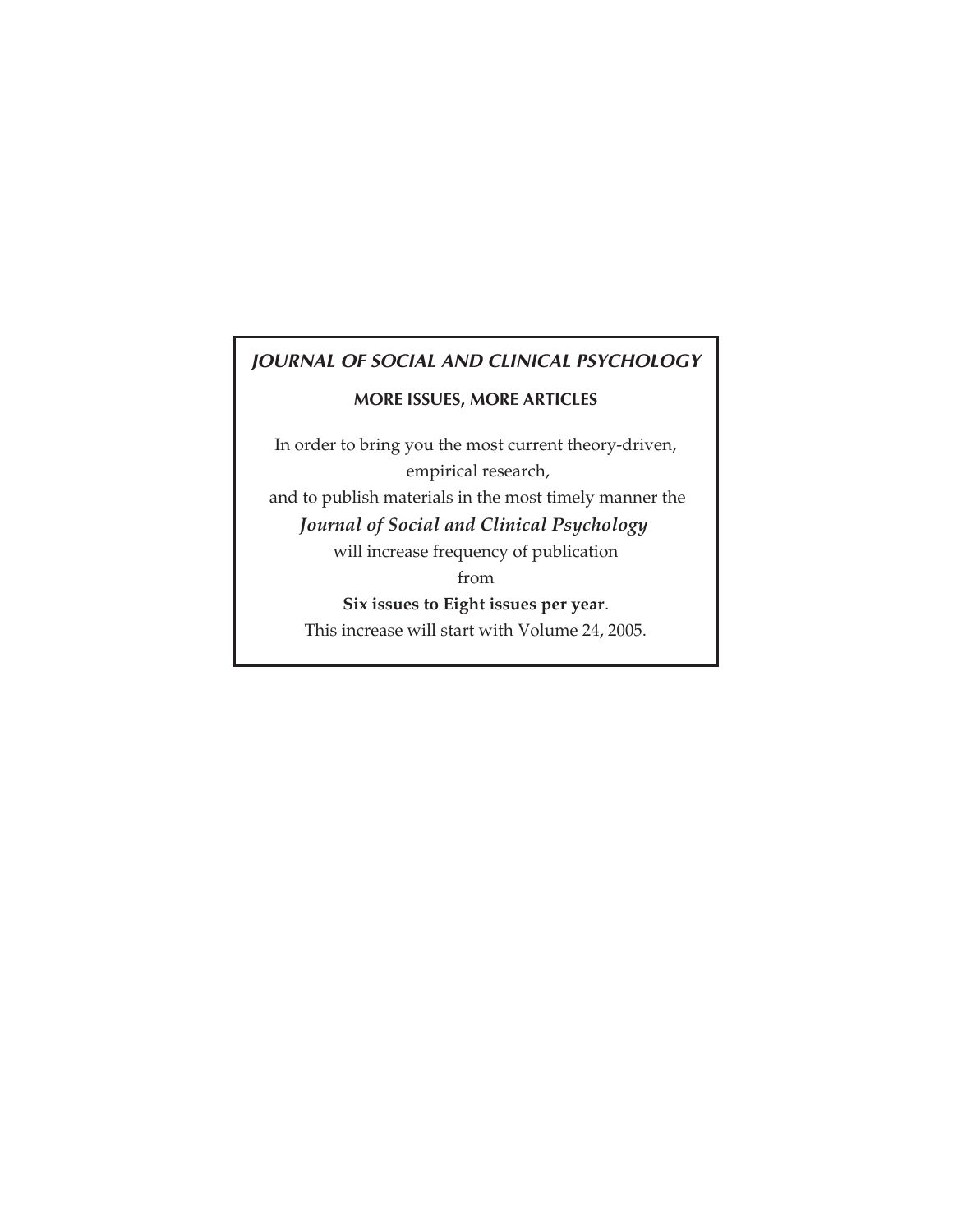## *JOURNAL OF SOCIAL AND CLINICAL PSYCHOLOGY*

### MORE ISSUES, MORE ARTICLES

In order to bring you the most current theory-driven, empirical research, and to publish materials in the most timely manner the ***Journal of Social and Clinical Psychology*** will increase frequency of publication from **Six issues to Eight issues per year**. This increase will start with Volume 24, 2005.